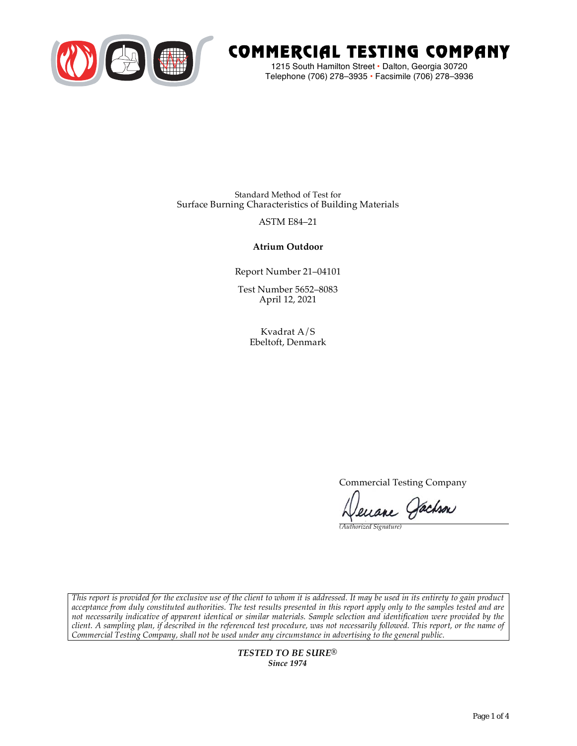# COMMERCIAL TESTING COMPANY

1215 South Hamilton Street • Dalton, Georgia 30720
Telephone (706) 278–3935 • Facsimile (706) 278–3936

Standard Method of Test for
Surface Burning Characteristics of Building Materials

ASTM E84–21

**Atrium Outdoor**

Report Number 21–04101

Test Number 5652–8083
April 12, 2021

Kvadrat A/S
Ebeltoft, Denmark

Commercial Testing Company

Deuane Jackson
*(Authorized Signature)*

*This report is provided for the exclusive use of the client to whom it is addressed. It may be used in its entirety to gain product acceptance from duly constituted authorities. The test results presented in this report apply only to the samples tested and are not necessarily indicative of apparent identical or similar materials. Sample selection and identification were provided by the client. A sampling plan, if described in the referenced test procedure, was not necessarily followed. This report, or the name of Commercial Testing Company, shall not be used under any circumstance in advertising to the general public.*

***TESTED TO BE SURE®***
***Since 1974***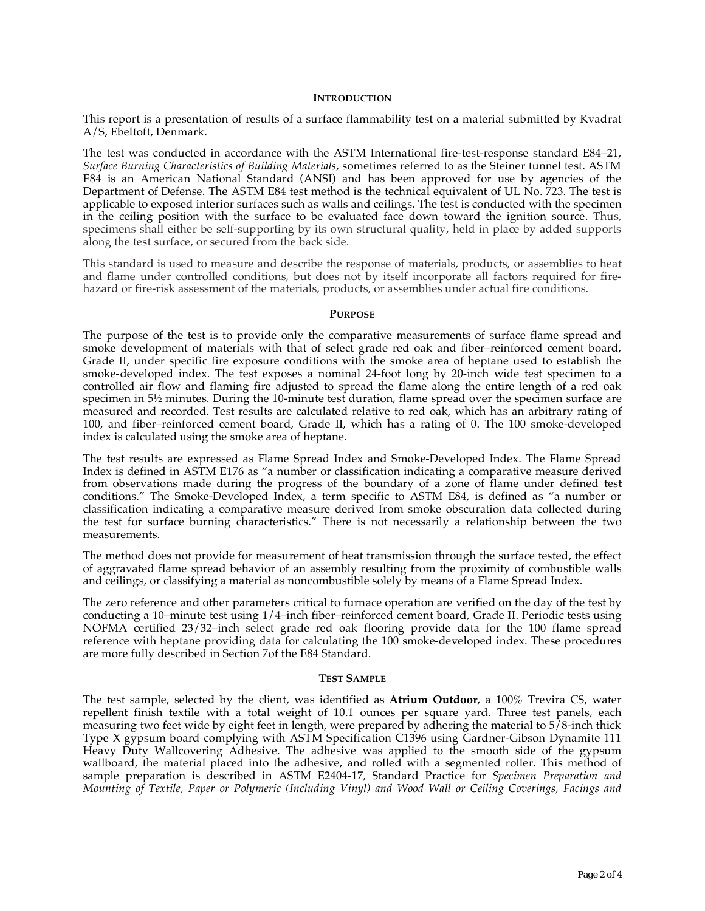## INTRODUCTION

This report is a presentation of results of a surface flammability test on a material submitted by Kvadrat A/S, Ebeltoft, Denmark.

The test was conducted in accordance with the ASTM International fire-test-response standard E84–21, *Surface Burning Characteristics of Building Materials*, sometimes referred to as the Steiner tunnel test. ASTM E84 is an American National Standard (ANSI) and has been approved for use by agencies of the Department of Defense. The ASTM E84 test method is the technical equivalent of UL No. 723. The test is applicable to exposed interior surfaces such as walls and ceilings. The test is conducted with the specimen in the ceiling position with the surface to be evaluated face down toward the ignition source. Thus, specimens shall either be self-supporting by its own structural quality, held in place by added supports along the test surface, or secured from the back side.

This standard is used to measure and describe the response of materials, products, or assemblies to heat and flame under controlled conditions, but does not by itself incorporate all factors required for fire-hazard or fire-risk assessment of the materials, products, or assemblies under actual fire conditions.

## PURPOSE

The purpose of the test is to provide only the comparative measurements of surface flame spread and smoke development of materials with that of select grade red oak and fiber–reinforced cement board, Grade II, under specific fire exposure conditions with the smoke area of heptane used to establish the smoke-developed index. The test exposes a nominal 24-foot long by 20-inch wide test specimen to a controlled air flow and flaming fire adjusted to spread the flame along the entire length of a red oak specimen in 5½ minutes. During the 10-minute test duration, flame spread over the specimen surface are measured and recorded. Test results are calculated relative to red oak, which has an arbitrary rating of 100, and fiber–reinforced cement board, Grade II, which has a rating of 0. The 100 smoke-developed index is calculated using the smoke area of heptane.

The test results are expressed as Flame Spread Index and Smoke-Developed Index. The Flame Spread Index is defined in ASTM E176 as "a number or classification indicating a comparative measure derived from observations made during the progress of the boundary of a zone of flame under defined test conditions." The Smoke-Developed Index, a term specific to ASTM E84, is defined as "a number or classification indicating a comparative measure derived from smoke obscuration data collected during the test for surface burning characteristics." There is not necessarily a relationship between the two measurements.

The method does not provide for measurement of heat transmission through the surface tested, the effect of aggravated flame spread behavior of an assembly resulting from the proximity of combustible walls and ceilings, or classifying a material as noncombustible solely by means of a Flame Spread Index.

The zero reference and other parameters critical to furnace operation are verified on the day of the test by conducting a 10–minute test using 1/4–inch fiber–reinforced cement board, Grade II. Periodic tests using NOFMA certified 23/32–inch select grade red oak flooring provide data for the 100 flame spread reference with heptane providing data for calculating the 100 smoke-developed index. These procedures are more fully described in Section 7of the E84 Standard.

## TEST SAMPLE

The test sample, selected by the client, was identified as **Atrium Outdoor**, a 100% Trevira CS, water repellent finish textile with a total weight of 10.1 ounces per square yard. Three test panels, each measuring two feet wide by eight feet in length, were prepared by adhering the material to 5/8-inch thick Type X gypsum board complying with ASTM Specification C1396 using Gardner-Gibson Dynamite 111 Heavy Duty Wallcovering Adhesive. The adhesive was applied to the smooth side of the gypsum wallboard, the material placed into the adhesive, and rolled with a segmented roller. This method of sample preparation is described in ASTM E2404-17, Standard Practice for *Specimen Preparation and Mounting of Textile, Paper or Polymeric (Including Vinyl) and Wood Wall or Ceiling Coverings, Facings and*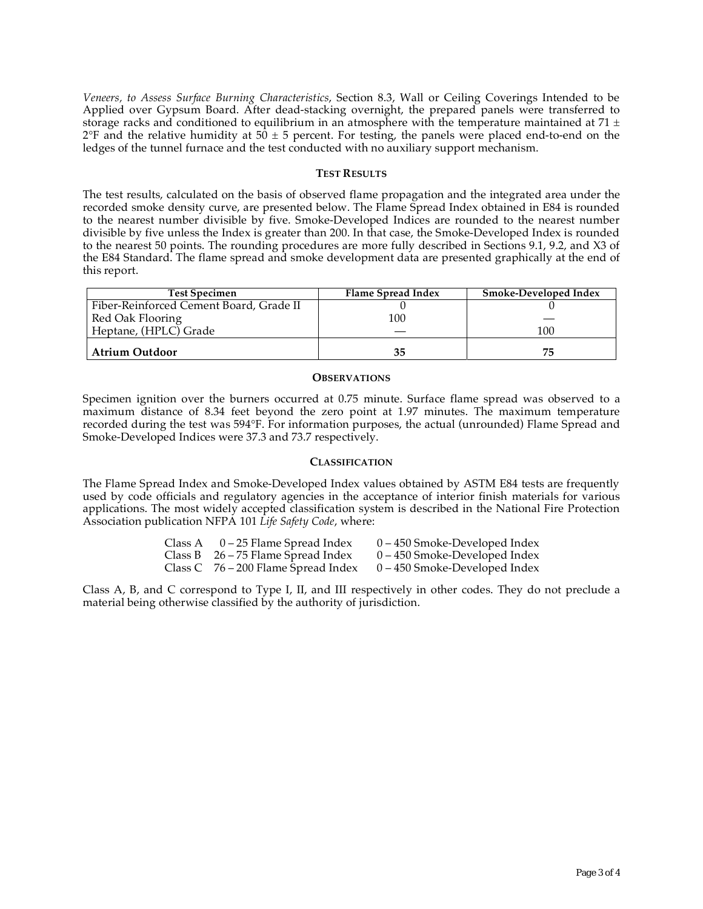*Veneers, to Assess Surface Burning Characteristics*, Section 8.3, Wall or Ceiling Coverings Intended to be Applied over Gypsum Board. After dead-stacking overnight, the prepared panels were transferred to storage racks and conditioned to equilibrium in an atmosphere with the temperature maintained at 71 ± 2°F and the relative humidity at 50 ± 5 percent. For testing, the panels were placed end-to-end on the ledges of the tunnel furnace and the test conducted with no auxiliary support mechanism.

## TEST RESULTS

The test results, calculated on the basis of observed flame propagation and the integrated area under the recorded smoke density curve, are presented below. The Flame Spread Index obtained in E84 is rounded to the nearest number divisible by five. Smoke-Developed Indices are rounded to the nearest number divisible by five unless the Index is greater than 200. In that case, the Smoke-Developed Index is rounded to the nearest 50 points. The rounding procedures are more fully described in Sections 9.1, 9.2, and X3 of the E84 Standard. The flame spread and smoke development data are presented graphically at the end of this report.

| Test Specimen | Flame Spread Index | Smoke-Developed Index |
|---|---|---|
| Fiber-Reinforced Cement Board, Grade II | 0 | 0 |
| Red Oak Flooring | 100 | — |
| Heptane, (HPLC) Grade | — | 100 |
| **Atrium Outdoor** | **35** | **75** |

## OBSERVATIONS

Specimen ignition over the burners occurred at 0.75 minute. Surface flame spread was observed to a maximum distance of 8.34 feet beyond the zero point at 1.97 minutes. The maximum temperature recorded during the test was 594°F. For information purposes, the actual (unrounded) Flame Spread and Smoke-Developed Indices were 37.3 and 73.7 respectively.

## CLASSIFICATION

The Flame Spread Index and Smoke-Developed Index values obtained by ASTM E84 tests are frequently used by code officials and regulatory agencies in the acceptance of interior finish materials for various applications. The most widely accepted classification system is described in the National Fire Protection Association publication NFPA 101 *Life Safety Code*, where:

| | | |
|---|---|---|
| Class A | 0 – 25 Flame Spread Index | 0 – 450 Smoke-Developed Index |
| Class B | 26 – 75 Flame Spread Index | 0 – 450 Smoke-Developed Index |
| Class C | 76 – 200 Flame Spread Index | 0 – 450 Smoke-Developed Index |

Class A, B, and C correspond to Type I, II, and III respectively in other codes. They do not preclude a material being otherwise classified by the authority of jurisdiction.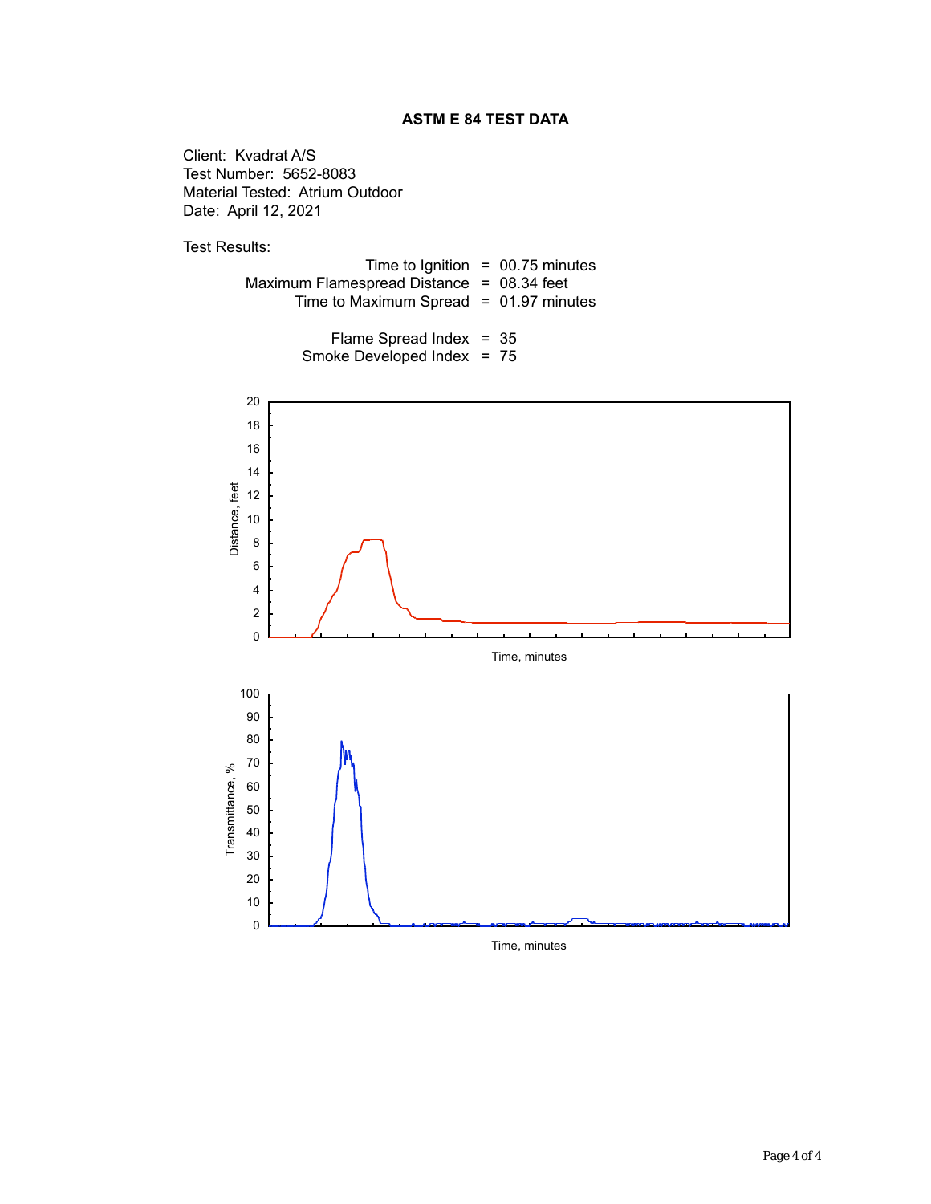# ASTM E 84 TEST DATA

Client: Kvadrat A/S
Test Number: 5652-8083
Material Tested: Atrium Outdoor
Date: April 12, 2021

Test Results:

Time to Ignition = 00.75 minutes
Maximum Flamespread Distance = 08.34 feet
Time to Maximum Spread = 01.97 minutes

Flame Spread Index = 35
Smoke Developed Index = 75

Distance, feet

20
18
16
14
12
10
8
6
4
2
0

Time, minutes

Transmittance, %

100
90
80
70
60
50
40
30
20
10
0

Time, minutes